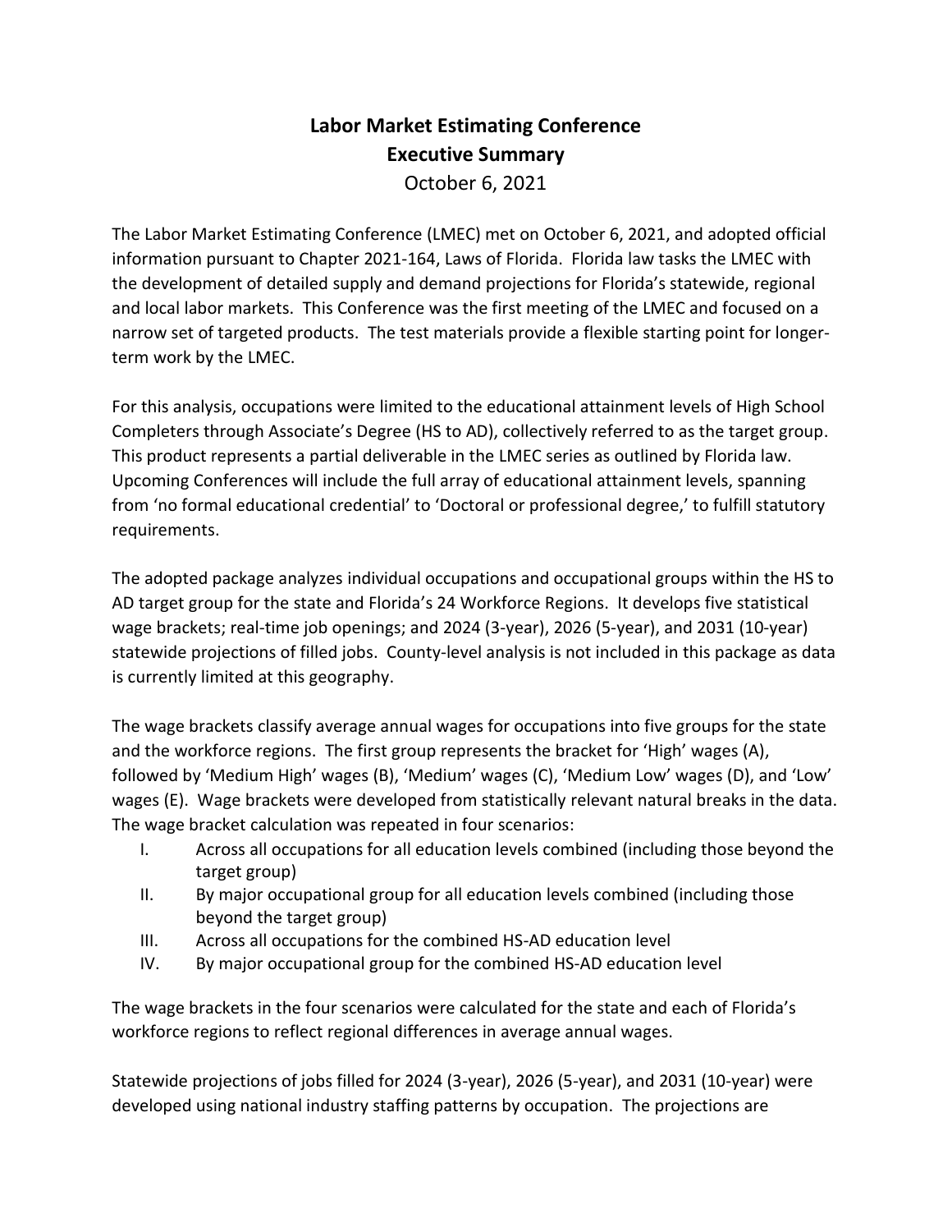# Labor Market Estimating Conference
## Executive Summary

October 6, 2021

The Labor Market Estimating Conference (LMEC) met on October 6, 2021, and adopted official information pursuant to Chapter 2021-164, Laws of Florida. Florida law tasks the LMEC with the development of detailed supply and demand projections for Florida's statewide, regional and local labor markets. This Conference was the first meeting of the LMEC and focused on a narrow set of targeted products. The test materials provide a flexible starting point for longer-term work by the LMEC.

For this analysis, occupations were limited to the educational attainment levels of High School Completers through Associate's Degree (HS to AD), collectively referred to as the target group. This product represents a partial deliverable in the LMEC series as outlined by Florida law. Upcoming Conferences will include the full array of educational attainment levels, spanning from 'no formal educational credential' to 'Doctoral or professional degree,' to fulfill statutory requirements.

The adopted package analyzes individual occupations and occupational groups within the HS to AD target group for the state and Florida's 24 Workforce Regions. It develops five statistical wage brackets; real-time job openings; and 2024 (3-year), 2026 (5-year), and 2031 (10-year) statewide projections of filled jobs. County-level analysis is not included in this package as data is currently limited at this geography.

The wage brackets classify average annual wages for occupations into five groups for the state and the workforce regions. The first group represents the bracket for 'High' wages (A), followed by 'Medium High' wages (B), 'Medium' wages (C), 'Medium Low' wages (D), and 'Low' wages (E). Wage brackets were developed from statistically relevant natural breaks in the data. The wage bracket calculation was repeated in four scenarios:

I. Across all occupations for all education levels combined (including those beyond the target group)
II. By major occupational group for all education levels combined (including those beyond the target group)
III. Across all occupations for the combined HS-AD education level
IV. By major occupational group for the combined HS-AD education level

The wage brackets in the four scenarios were calculated for the state and each of Florida's workforce regions to reflect regional differences in average annual wages.

Statewide projections of jobs filled for 2024 (3-year), 2026 (5-year), and 2031 (10-year) were developed using national industry staffing patterns by occupation. The projections are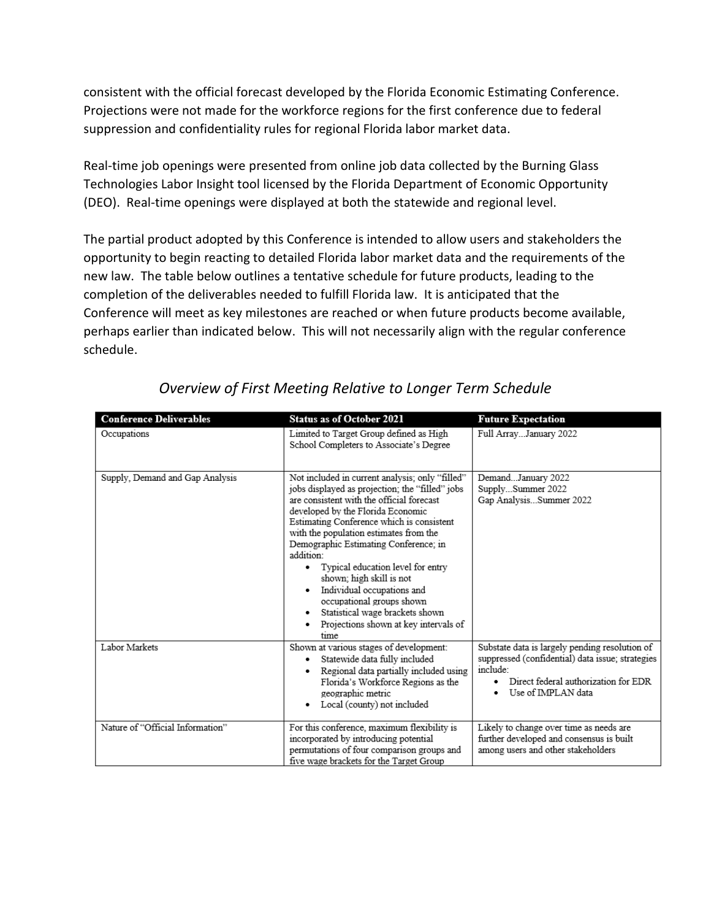consistent with the official forecast developed by the Florida Economic Estimating Conference. Projections were not made for the workforce regions for the first conference due to federal suppression and confidentiality rules for regional Florida labor market data.

Real-time job openings were presented from online job data collected by the Burning Glass Technologies Labor Insight tool licensed by the Florida Department of Economic Opportunity (DEO). Real-time openings were displayed at both the statewide and regional level.

The partial product adopted by this Conference is intended to allow users and stakeholders the opportunity to begin reacting to detailed Florida labor market data and the requirements of the new law. The table below outlines a tentative schedule for future products, leading to the completion of the deliverables needed to fulfill Florida law. It is anticipated that the Conference will meet as key milestones are reached or when future products become available, perhaps earlier than indicated below. This will not necessarily align with the regular conference schedule.

## *Overview of First Meeting Relative to Longer Term Schedule*

| Conference Deliverables | Status as of October 2021 | Future Expectation |
|---|---|---|
| Occupations | Limited to Target Group defined as High School Completers to Associate's Degree | Full Array...January 2022 |
| Supply, Demand and Gap Analysis | Not included in current analysis; only "filled" jobs displayed as projection; the "filled" jobs are consistent with the official forecast developed by the Florida Economic Estimating Conference which is consistent with the population estimates from the Demographic Estimating Conference; in addition: <br>• Typical education level for entry shown; high skill is not <br>• Individual occupations and occupational groups shown <br>• Statistical wage brackets shown <br>• Projections shown at key intervals of time | Demand...January 2022 <br>Supply...Summer 2022 <br>Gap Analysis...Summer 2022 |
| Labor Markets | Shown at various stages of development: <br>• Statewide data fully included <br>• Regional data partially included using Florida's Workforce Regions as the geographic metric <br>• Local (county) not included | Substate data is largely pending resolution of suppressed (confidential) data issue; strategies include: <br>• Direct federal authorization for EDR <br>• Use of IMPLAN data |
| Nature of "Official Information" | For this conference, maximum flexibility is incorporated by introducing potential permutations of four comparison groups and five wage brackets for the Target Group | Likely to change over time as needs are further developed and consensus is built among users and other stakeholders |